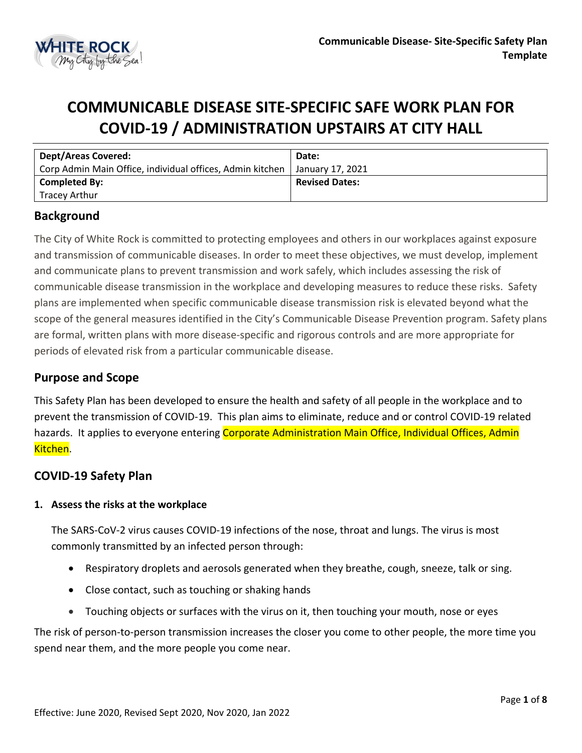# COMMUNICABLE DISEASE SITE-SPECIFIC SAFE WORK PLAN FOR COVID-19 / ADMINISTRATION UPSTAIRS AT CITY HALL

| Dept/Areas Covered: | Date: |
|---|---|
| Corp Admin Main Office, individual offices, Admin kitchen | January 17, 2021 |
| **Completed By:** | **Revised Dates:** |
| Tracey Arthur | |

## Background

The City of White Rock is committed to protecting employees and others in our workplaces against exposure and transmission of communicable diseases. In order to meet these objectives, we must develop, implement and communicate plans to prevent transmission and work safely, which includes assessing the risk of communicable disease transmission in the workplace and developing measures to reduce these risks. Safety plans are implemented when specific communicable disease transmission risk is elevated beyond what the scope of the general measures identified in the City's Communicable Disease Prevention program. Safety plans are formal, written plans with more disease-specific and rigorous controls and are more appropriate for periods of elevated risk from a particular communicable disease.

## Purpose and Scope

This Safety Plan has been developed to ensure the health and safety of all people in the workplace and to prevent the transmission of COVID-19. This plan aims to eliminate, reduce and or control COVID-19 related hazards. It applies to everyone entering Corporate Administration Main Office, Individual Offices, Admin Kitchen.

## COVID-19 Safety Plan

### 1. Assess the risks at the workplace

The SARS-CoV-2 virus causes COVID-19 infections of the nose, throat and lungs. The virus is most commonly transmitted by an infected person through:

- Respiratory droplets and aerosols generated when they breathe, cough, sneeze, talk or sing.
- Close contact, such as touching or shaking hands
- Touching objects or surfaces with the virus on it, then touching your mouth, nose or eyes

The risk of person-to-person transmission increases the closer you come to other people, the more time you spend near them, and the more people you come near.

Effective: June 2020, Revised Sept 2020, Nov 2020, Jan 2022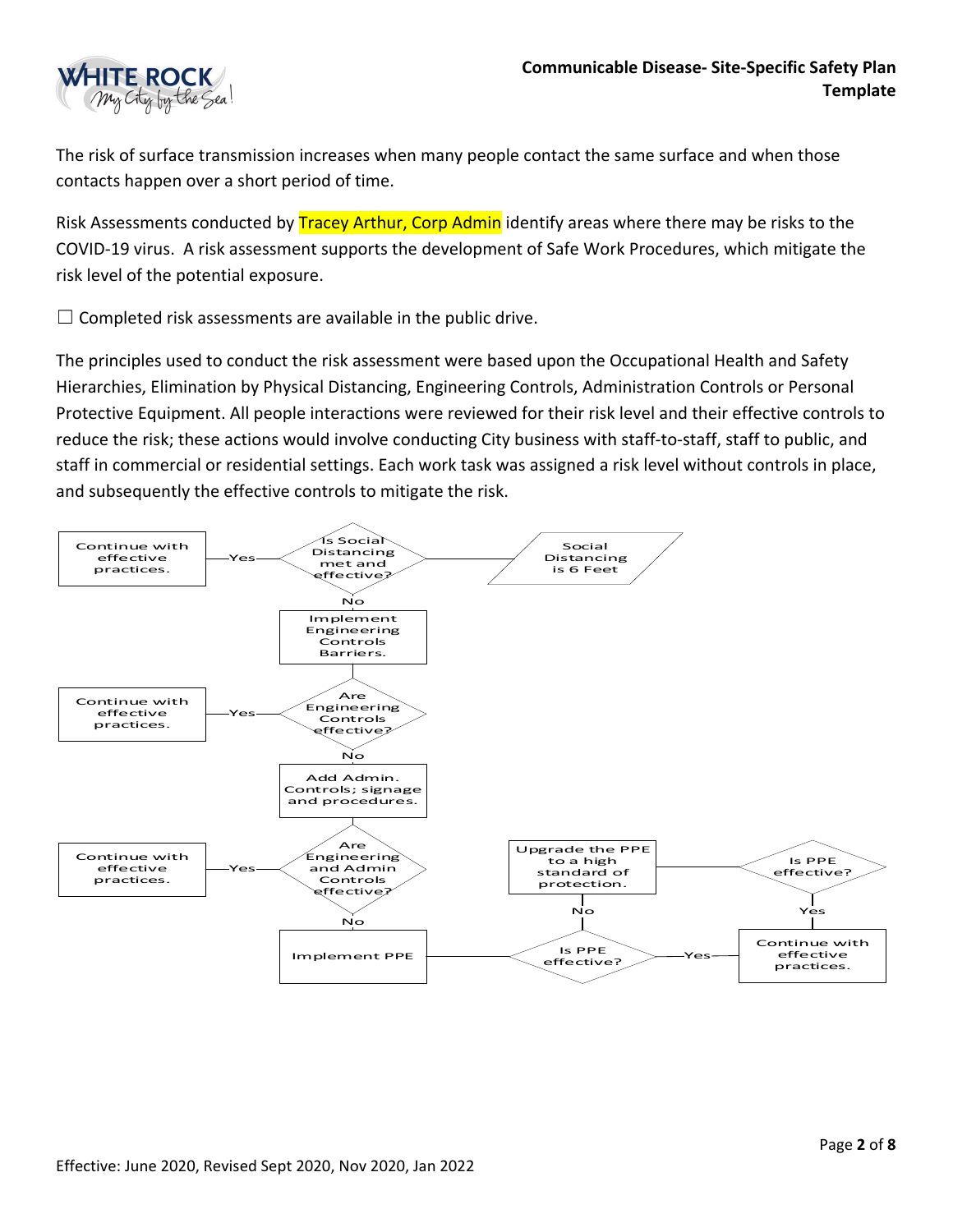The risk of surface transmission increases when many people contact the same surface and when those contacts happen over a short period of time.

Risk Assessments conducted by Tracey Arthur, Corp Admin identify areas where there may be risks to the COVID-19 virus. A risk assessment supports the development of Safe Work Procedures, which mitigate the risk level of the potential exposure.

☐ Completed risk assessments are available in the public drive.

The principles used to conduct the risk assessment were based upon the Occupational Health and Safety Hierarchies, Elimination by Physical Distancing, Engineering Controls, Administration Controls or Personal Protective Equipment. All people interactions were reviewed for their risk level and their effective controls to reduce the risk; these actions would involve conducting City business with staff-to-staff, staff to public, and staff in commercial or residential settings. Each work task was assigned a risk level without controls in place, and subsequently the effective controls to mitigate the risk.

- Is Social Distancing met and effective? (Social Distancing is 6 Feet)
  - Yes → Continue with effective practices.
  - No → Implement Engineering Controls Barriers.
- Are Engineering Controls effective?
  - Yes → Continue with effective practices.
  - No → Add Admin. Controls; signage and procedures.
- Are Engineering and Admin Controls effective?
  - Yes → Continue with effective practices.
  - No → Implement PPE
- Is PPE effective?
  - Yes → Continue with effective practices.
  - No → Upgrade the PPE to a high standard of protection.
- Is PPE effective?
  - Yes → Continue with effective practices.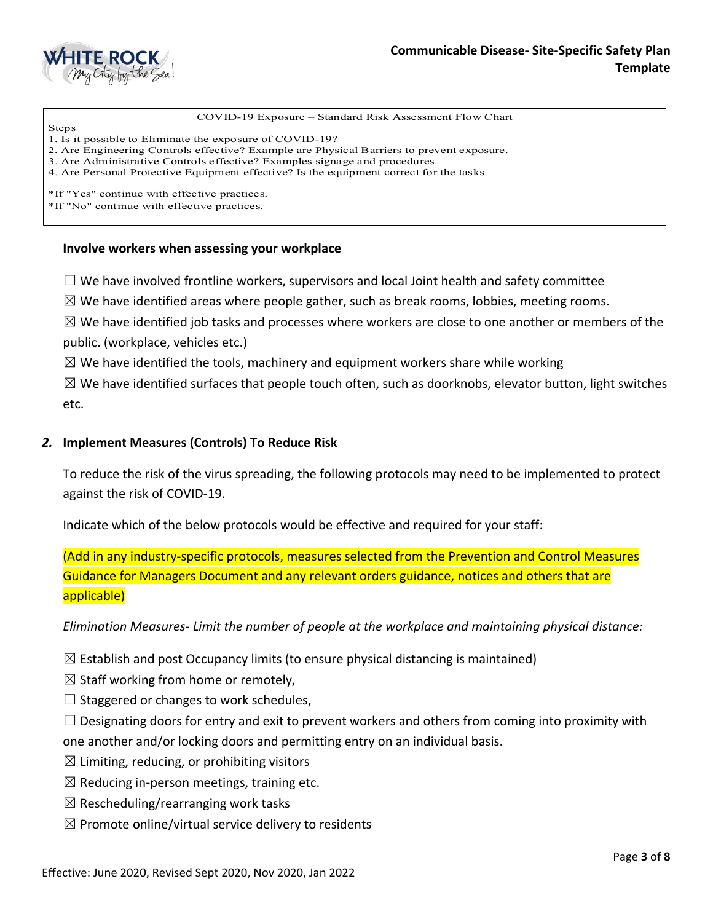COVID-19 Exposure – Standard Risk Assessment Flow Chart

Steps
1. Is it possible to Eliminate the exposure of COVID-19?
2. Are Engineering Controls effective? Example are Physical Barriers to prevent exposure.
3. Are Administrative Controls effective? Examples signage and procedures.
4. Are Personal Protective Equipment effective? Is the equipment correct for the tasks.

*If "Yes" continue with effective practices.
*If "No" continue with effective practices.

**Involve workers when assessing your workplace**

☐ We have involved frontline workers, supervisors and local Joint health and safety committee

☒ We have identified areas where people gather, such as break rooms, lobbies, meeting rooms.

☒ We have identified job tasks and processes where workers are close to one another or members of the public. (workplace, vehicles etc.)

☒ We have identified the tools, machinery and equipment workers share while working

☒ We have identified surfaces that people touch often, such as doorknobs, elevator button, light switches etc.

## *2.* Implement Measures (Controls) To Reduce Risk

To reduce the risk of the virus spreading, the following protocols may need to be implemented to protect against the risk of COVID-19.

Indicate which of the below protocols would be effective and required for your staff:

(Add in any industry-specific protocols, measures selected from the Prevention and Control Measures Guidance for Managers Document and any relevant orders guidance, notices and others that are applicable)

*Elimination Measures- Limit the number of people at the workplace and maintaining physical distance:*

☒ Establish and post Occupancy limits (to ensure physical distancing is maintained)

☒ Staff working from home or remotely,

☐ Staggered or changes to work schedules,

☐ Designating doors for entry and exit to prevent workers and others from coming into proximity with one another and/or locking doors and permitting entry on an individual basis.

☒ Limiting, reducing, or prohibiting visitors

☒ Reducing in-person meetings, training etc.

☒ Rescheduling/rearranging work tasks

☒ Promote online/virtual service delivery to residents

Effective: June 2020, Revised Sept 2020, Nov 2020, Jan 2022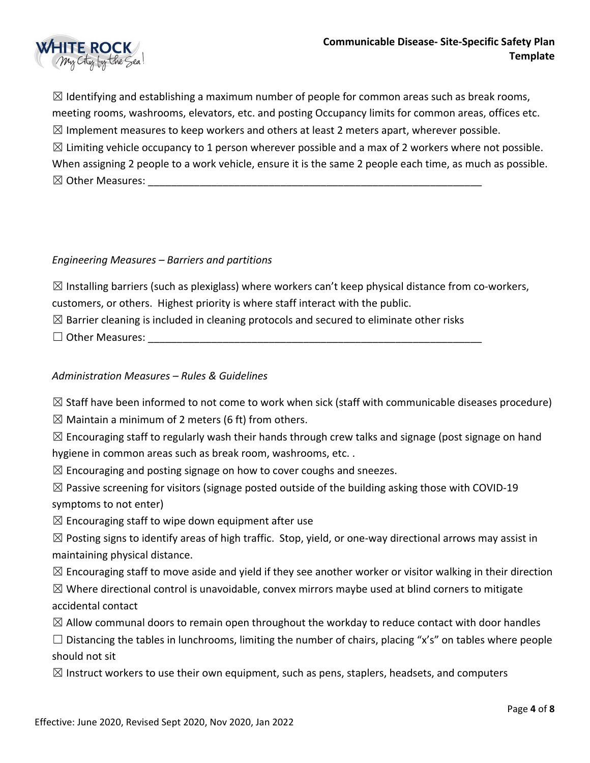☒ Identifying and establishing a maximum number of people for common areas such as break rooms, meeting rooms, washrooms, elevators, etc. and posting Occupancy limits for common areas, offices etc.
☒ Implement measures to keep workers and others at least 2 meters apart, wherever possible.
☒ Limiting vehicle occupancy to 1 person wherever possible and a max of 2 workers where not possible. When assigning 2 people to a work vehicle, ensure it is the same 2 people each time, as much as possible.
☒ Other Measures: ____________________________________________________________

*Engineering Measures – Barriers and partitions*

☒ Installing barriers (such as plexiglass) where workers can't keep physical distance from co-workers, customers, or others. Highest priority is where staff interact with the public.
☒ Barrier cleaning is included in cleaning protocols and secured to eliminate other risks
☐ Other Measures: ____________________________________________________________

*Administration Measures – Rules & Guidelines*

☒ Staff have been informed to not come to work when sick (staff with communicable diseases procedure)
☒ Maintain a minimum of 2 meters (6 ft) from others.
☒ Encouraging staff to regularly wash their hands through crew talks and signage (post signage on hand hygiene in common areas such as break room, washrooms, etc. .
☒ Encouraging and posting signage on how to cover coughs and sneezes.
☒ Passive screening for visitors (signage posted outside of the building asking those with COVID-19 symptoms to not enter)
☒ Encouraging staff to wipe down equipment after use
☒ Posting signs to identify areas of high traffic. Stop, yield, or one-way directional arrows may assist in maintaining physical distance.
☒ Encouraging staff to move aside and yield if they see another worker or visitor walking in their direction
☒ Where directional control is unavoidable, convex mirrors maybe used at blind corners to mitigate accidental contact
☒ Allow communal doors to remain open throughout the workday to reduce contact with door handles
☐ Distancing the tables in lunchrooms, limiting the number of chairs, placing "x's" on tables where people should not sit
☒ Instruct workers to use their own equipment, such as pens, staplers, headsets, and computers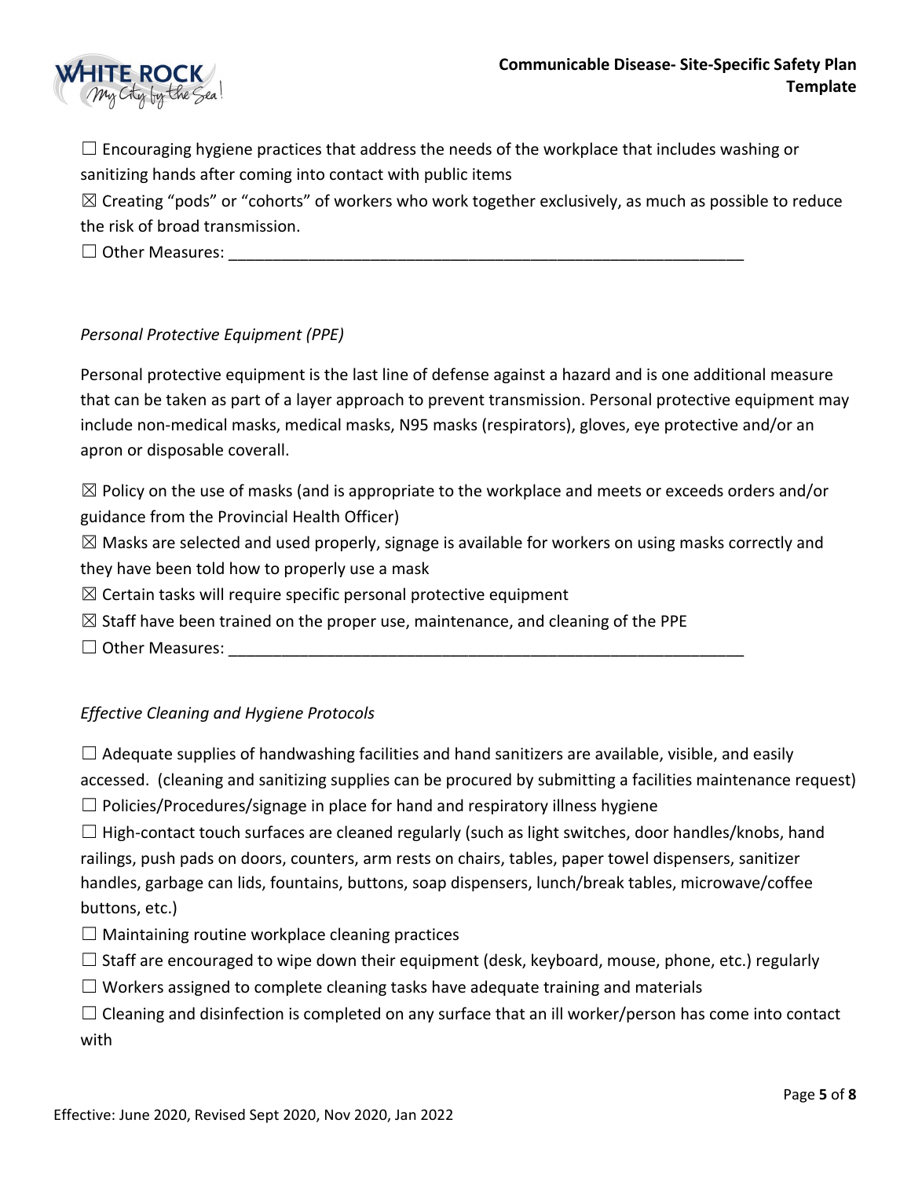☐ Encouraging hygiene practices that address the needs of the workplace that includes washing or sanitizing hands after coming into contact with public items

☒ Creating "pods" or "cohorts" of workers who work together exclusively, as much as possible to reduce the risk of broad transmission.

☐ Other Measures: ____________________________________________________________

*Personal Protective Equipment (PPE)*

Personal protective equipment is the last line of defense against a hazard and is one additional measure that can be taken as part of a layer approach to prevent transmission. Personal protective equipment may include non-medical masks, medical masks, N95 masks (respirators), gloves, eye protective and/or an apron or disposable coverall.

☒ Policy on the use of masks (and is appropriate to the workplace and meets or exceeds orders and/or guidance from the Provincial Health Officer)

☒ Masks are selected and used properly, signage is available for workers on using masks correctly and they have been told how to properly use a mask

☒ Certain tasks will require specific personal protective equipment

☒ Staff have been trained on the proper use, maintenance, and cleaning of the PPE

☐ Other Measures: ____________________________________________________________

*Effective Cleaning and Hygiene Protocols*

☐ Adequate supplies of handwashing facilities and hand sanitizers are available, visible, and easily accessed. (cleaning and sanitizing supplies can be procured by submitting a facilities maintenance request)

☐ Policies/Procedures/signage in place for hand and respiratory illness hygiene

☐ High-contact touch surfaces are cleaned regularly (such as light switches, door handles/knobs, hand railings, push pads on doors, counters, arm rests on chairs, tables, paper towel dispensers, sanitizer handles, garbage can lids, fountains, buttons, soap dispensers, lunch/break tables, microwave/coffee buttons, etc.)

☐ Maintaining routine workplace cleaning practices

☐ Staff are encouraged to wipe down their equipment (desk, keyboard, mouse, phone, etc.) regularly

☐ Workers assigned to complete cleaning tasks have adequate training and materials

☐ Cleaning and disinfection is completed on any surface that an ill worker/person has come into contact with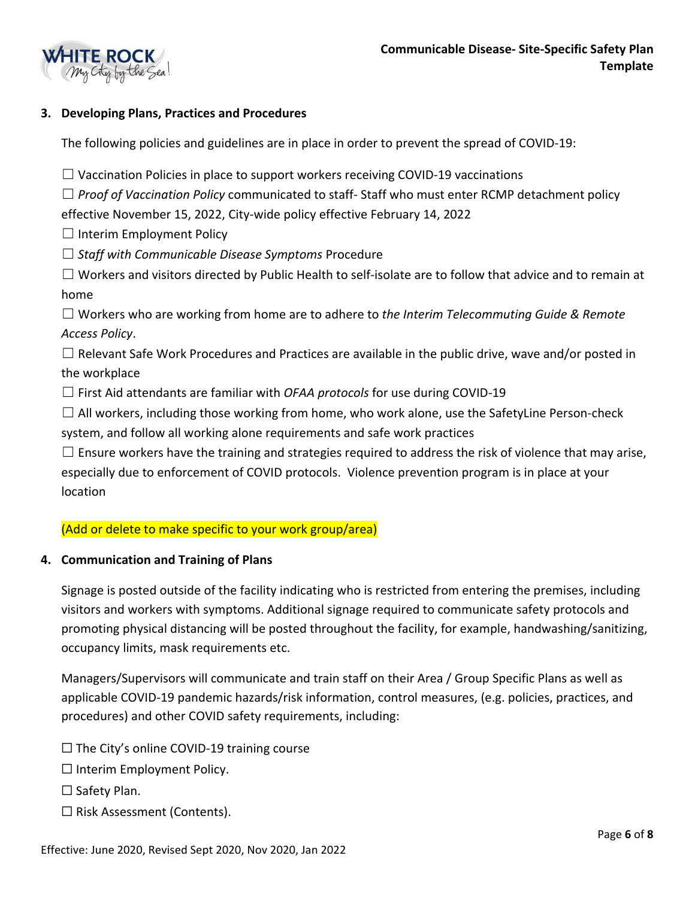**3. Developing Plans, Practices and Procedures**

The following policies and guidelines are in place in order to prevent the spread of COVID-19:

☐ Vaccination Policies in place to support workers receiving COVID-19 vaccinations

☐ *Proof of Vaccination Policy* communicated to staff- Staff who must enter RCMP detachment policy effective November 15, 2022, City-wide policy effective February 14, 2022

☐ Interim Employment Policy

☐ *Staff with Communicable Disease Symptoms* Procedure

☐ Workers and visitors directed by Public Health to self-isolate are to follow that advice and to remain at home

☐ Workers who are working from home are to adhere to *the Interim Telecommuting Guide & Remote Access Policy*.

☐ Relevant Safe Work Procedures and Practices are available in the public drive, wave and/or posted in the workplace

☐ First Aid attendants are familiar with *OFAA protocols* for use during COVID-19

☐ All workers, including those working from home, who work alone, use the SafetyLine Person-check system, and follow all working alone requirements and safe work practices

☐ Ensure workers have the training and strategies required to address the risk of violence that may arise, especially due to enforcement of COVID protocols. Violence prevention program is in place at your location

(Add or delete to make specific to your work group/area)

**4. Communication and Training of Plans**

Signage is posted outside of the facility indicating who is restricted from entering the premises, including visitors and workers with symptoms. Additional signage required to communicate safety protocols and promoting physical distancing will be posted throughout the facility, for example, handwashing/sanitizing, occupancy limits, mask requirements etc.

Managers/Supervisors will communicate and train staff on their Area / Group Specific Plans as well as applicable COVID-19 pandemic hazards/risk information, control measures, (e.g. policies, practices, and procedures) and other COVID safety requirements, including:

☐ The City's online COVID-19 training course

☐ Interim Employment Policy.

☐ Safety Plan.

☐ Risk Assessment (Contents).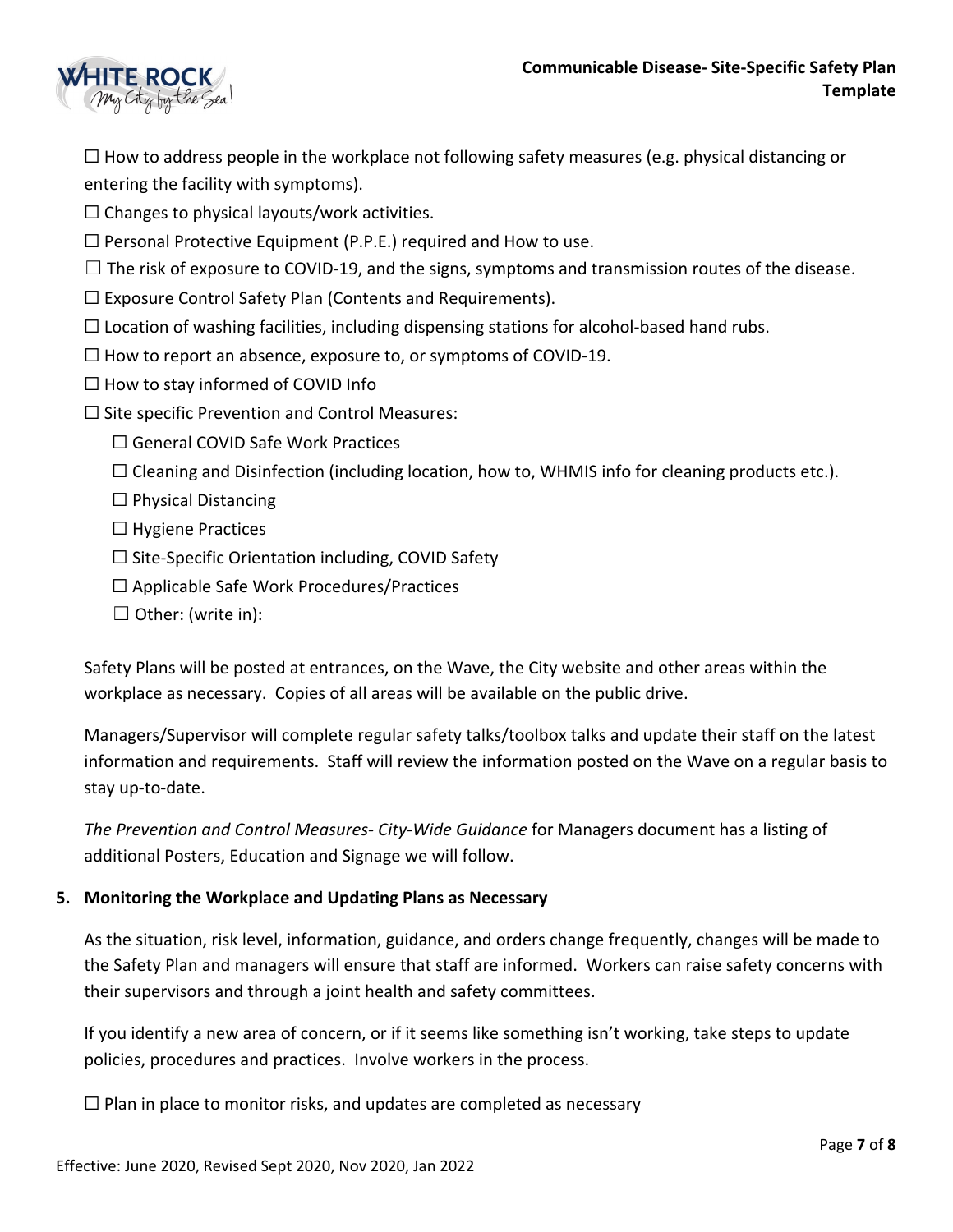☐ How to address people in the workplace not following safety measures (e.g. physical distancing or entering the facility with symptoms).

☐ Changes to physical layouts/work activities.

☐ Personal Protective Equipment (P.P.E.) required and How to use.

☐ The risk of exposure to COVID-19, and the signs, symptoms and transmission routes of the disease.

☐ Exposure Control Safety Plan (Contents and Requirements).

☐ Location of washing facilities, including dispensing stations for alcohol-based hand rubs.

☐ How to report an absence, exposure to, or symptoms of COVID-19.

☐ How to stay informed of COVID Info

☐ Site specific Prevention and Control Measures:

- ☐ General COVID Safe Work Practices
- ☐ Cleaning and Disinfection (including location, how to, WHMIS info for cleaning products etc.).
- ☐ Physical Distancing
- ☐ Hygiene Practices
- ☐ Site-Specific Orientation including, COVID Safety
- ☐ Applicable Safe Work Procedures/Practices
- ☐ Other: (write in):

Safety Plans will be posted at entrances, on the Wave, the City website and other areas within the workplace as necessary. Copies of all areas will be available on the public drive.

Managers/Supervisor will complete regular safety talks/toolbox talks and update their staff on the latest information and requirements. Staff will review the information posted on the Wave on a regular basis to stay up-to-date.

*The Prevention and Control Measures- City-Wide Guidance* for Managers document has a listing of additional Posters, Education and Signage we will follow.

## 5. Monitoring the Workplace and Updating Plans as Necessary

As the situation, risk level, information, guidance, and orders change frequently, changes will be made to the Safety Plan and managers will ensure that staff are informed. Workers can raise safety concerns with their supervisors and through a joint health and safety committees.

If you identify a new area of concern, or if it seems like something isn't working, take steps to update policies, procedures and practices. Involve workers in the process.

☐ Plan in place to monitor risks, and updates are completed as necessary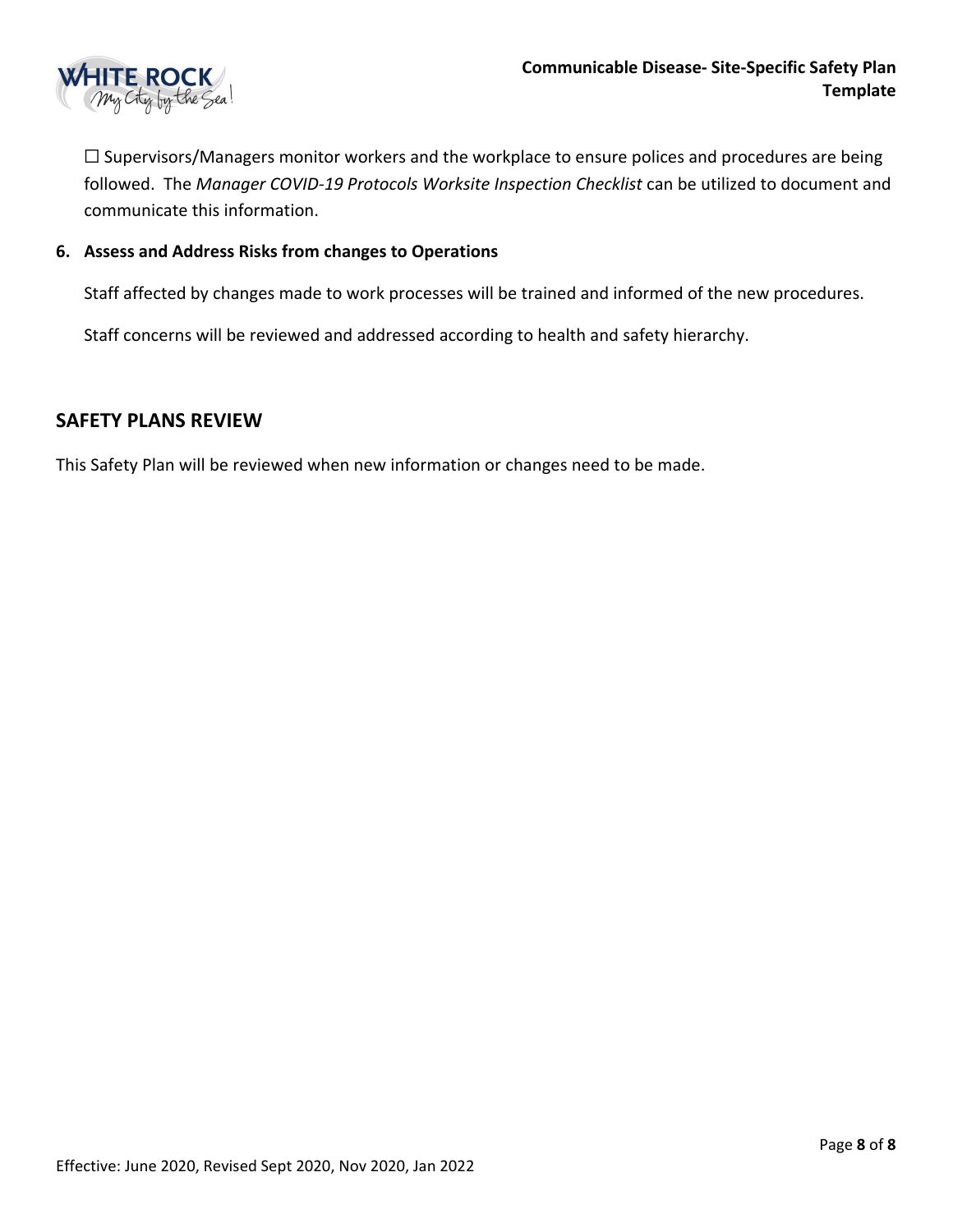☐ Supervisors/Managers monitor workers and the workplace to ensure polices and procedures are being followed. The *Manager COVID-19 Protocols Worksite Inspection Checklist* can be utilized to document and communicate this information.

**6. Assess and Address Risks from changes to Operations**

Staff affected by changes made to work processes will be trained and informed of the new procedures.

Staff concerns will be reviewed and addressed according to health and safety hierarchy.

## SAFETY PLANS REVIEW

This Safety Plan will be reviewed when new information or changes need to be made.

Effective: June 2020, Revised Sept 2020, Nov 2020, Jan 2022